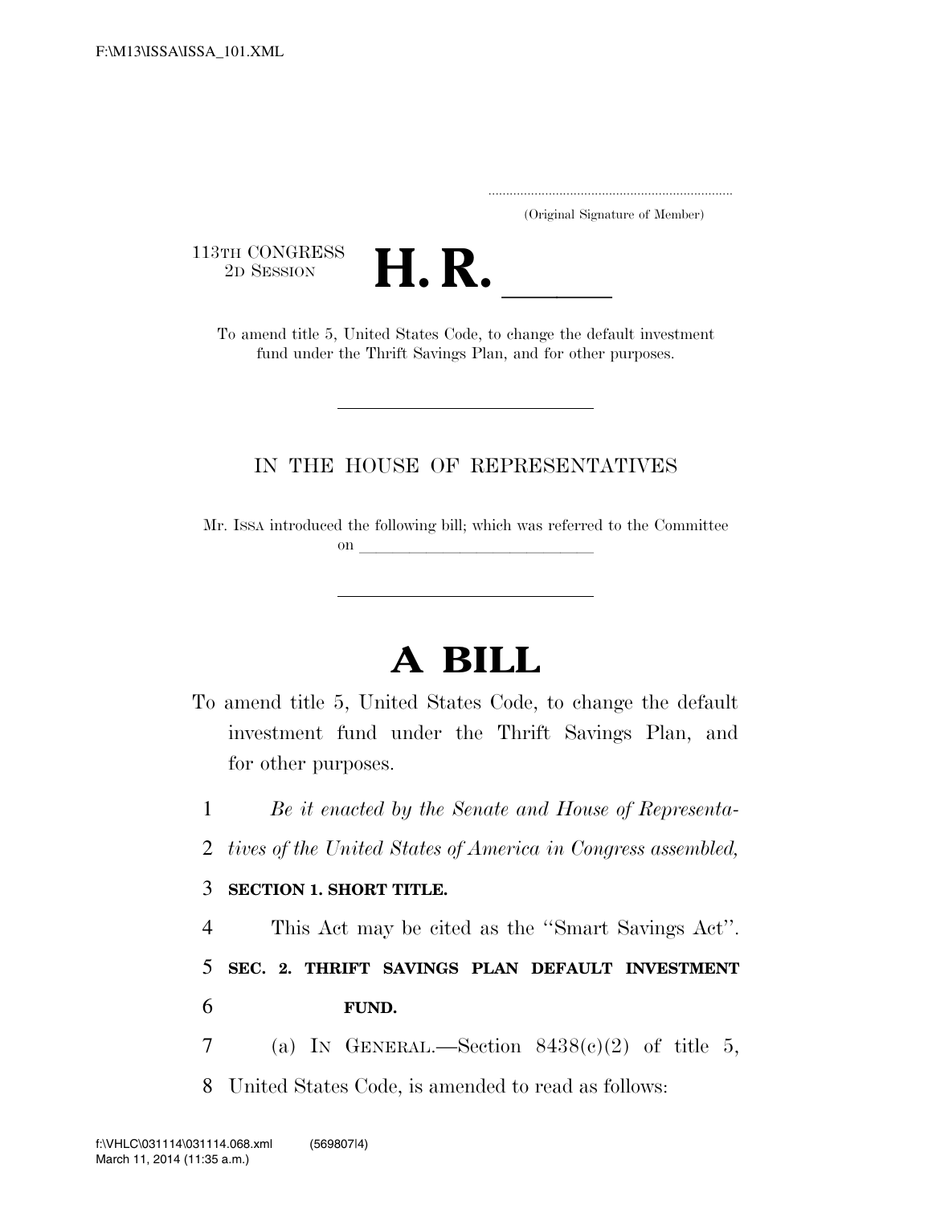F:\M13\ISSA\ISSA_101.XML

.....................................................................
(Original Signature of Member)

113TH CONGRESS
2D SESSION

# H. R. \_\_\_\_\_\_

To amend title 5, United States Code, to change the default investment fund under the Thrift Savings Plan, and for other purposes.

IN THE HOUSE OF REPRESENTATIVES

Mr. ISSA introduced the following bill; which was referred to the Committee on \_\_\_\_\_\_\_\_\_\_\_\_\_\_\_\_\_\_\_\_\_\_\_\_\_\_\_\_\_\_

# A BILL

To amend title 5, United States Code, to change the default investment fund under the Thrift Savings Plan, and for other purposes.

1 *Be it enacted by the Senate and House of Representa-*
2 *tives of the United States of America in Congress assembled,*

3 **SECTION 1. SHORT TITLE.**

4 This Act may be cited as the ''Smart Savings Act''.

5 **SEC. 2. THRIFT SAVINGS PLAN DEFAULT INVESTMENT**
6 **FUND.**

7 (a) IN GENERAL.—Section 8438(c)(2) of title 5,
8 United States Code, is amended to read as follows:

f:\VHLC\031114\031114.068.xml (569807|4)
March 11, 2014 (11:35 a.m.)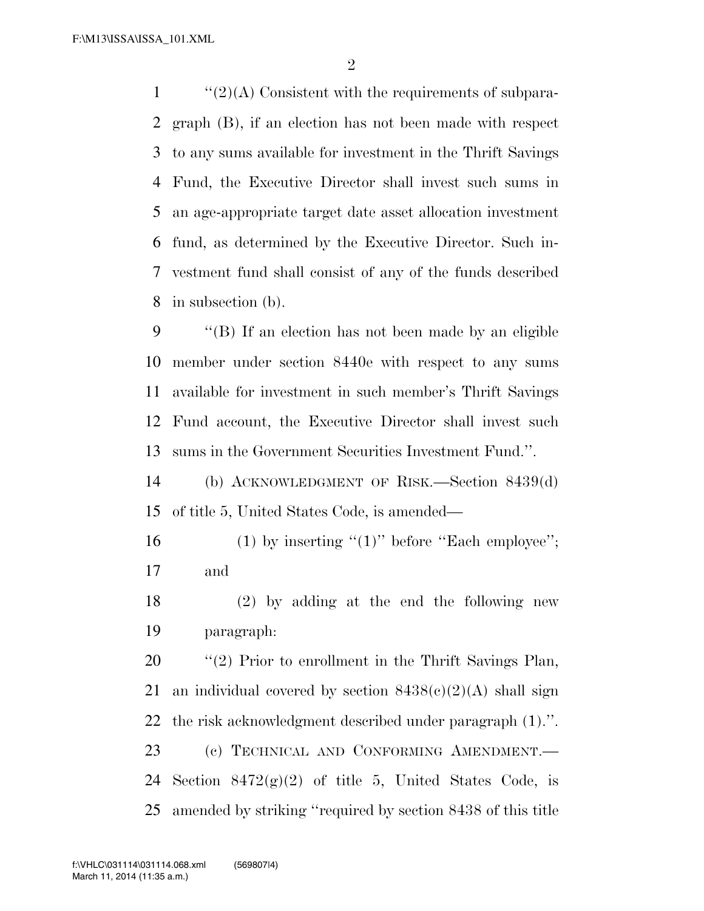"(2)(A) Consistent with the requirements of subparagraph (B), if an election has not been made with respect to any sums available for investment in the Thrift Savings Fund, the Executive Director shall invest such sums in an age-appropriate target date asset allocation investment fund, as determined by the Executive Director. Such investment fund shall consist of any of the funds described in subsection (b).

"(B) If an election has not been made by an eligible member under section 8440e with respect to any sums available for investment in such member's Thrift Savings Fund account, the Executive Director shall invest such sums in the Government Securities Investment Fund.".

(b) ACKNOWLEDGMENT OF RISK.—Section 8439(d) of title 5, United States Code, is amended—

(1) by inserting "(1)" before "Each employee"; and

(2) by adding at the end the following new paragraph:

"(2) Prior to enrollment in the Thrift Savings Plan, an individual covered by section 8438(c)(2)(A) shall sign the risk acknowledgment described under paragraph (1).".

(c) TECHNICAL AND CONFORMING AMENDMENT.—Section 8472(g)(2) of title 5, United States Code, is amended by striking "required by section 8438 of this title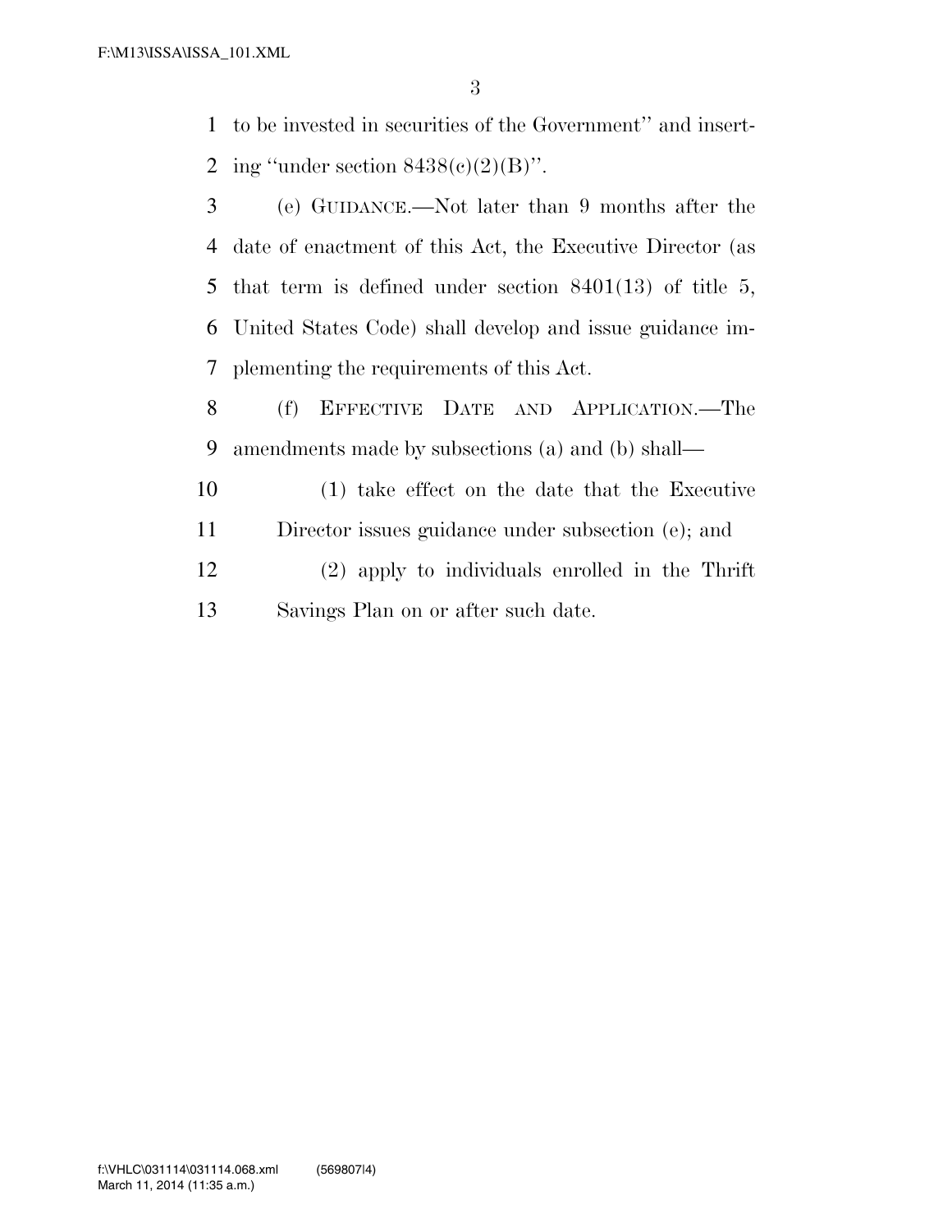to be invested in securities of the Government'' and inserting ''under section 8438(c)(2)(B)''.

(e) GUIDANCE.—Not later than 9 months after the date of enactment of this Act, the Executive Director (as that term is defined under section 8401(13) of title 5, United States Code) shall develop and issue guidance implementing the requirements of this Act.

(f) EFFECTIVE DATE AND APPLICATION.—The amendments made by subsections (a) and (b) shall—

(1) take effect on the date that the Executive Director issues guidance under subsection (e); and

(2) apply to individuals enrolled in the Thrift Savings Plan on or after such date.